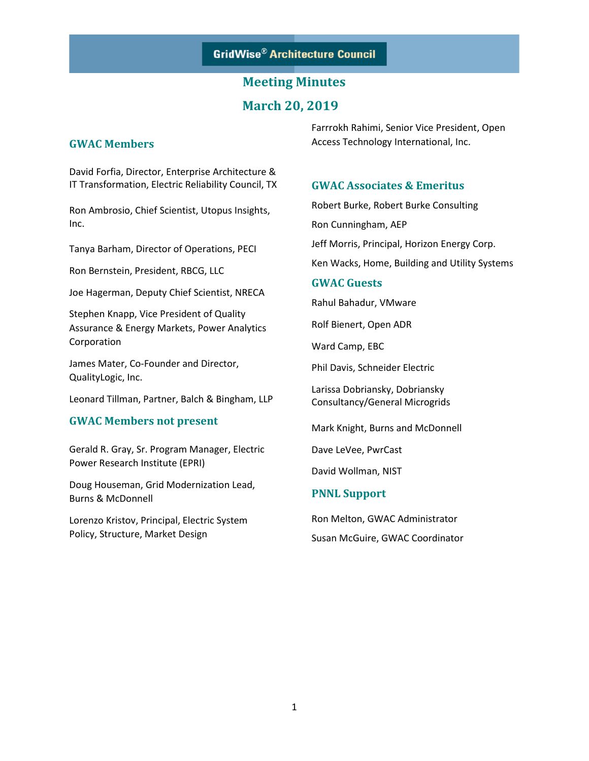GridWise® Architecture Council

# Meeting Minutes

# March 20, 2019

## GWAC Members

David Forfia, Director, Enterprise Architecture & IT Transformation, Electric Reliability Council, TX

Ron Ambrosio, Chief Scientist, Utopus Insights, Inc.

Tanya Barham, Director of Operations, PECI

Ron Bernstein, President, RBCG, LLC

Joe Hagerman, Deputy Chief Scientist, NRECA

Stephen Knapp, Vice President of Quality Assurance & Energy Markets, Power Analytics Corporation

James Mater, Co-Founder and Director, QualityLogic, Inc.

Leonard Tillman, Partner, Balch & Bingham, LLP

## GWAC Members not present

Gerald R. Gray, Sr. Program Manager, Electric Power Research Institute (EPRI)

Doug Houseman, Grid Modernization Lead, Burns & McDonnell

Lorenzo Kristov, Principal, Electric System Policy, Structure, Market Design

Farrrokh Rahimi, Senior Vice President, Open Access Technology International, Inc.

## GWAC Associates & Emeritus

Robert Burke, Robert Burke Consulting

Ron Cunningham, AEP

Jeff Morris, Principal, Horizon Energy Corp.

Ken Wacks, Home, Building and Utility Systems

## GWAC Guests

Rahul Bahadur, VMware

Rolf Bienert, Open ADR

Ward Camp, EBC

Phil Davis, Schneider Electric

Larissa Dobriansky, Dobriansky Consultancy/General Microgrids

Mark Knight, Burns and McDonnell

Dave LeVee, PwrCast

David Wollman, NIST

## PNNL Support

Ron Melton, GWAC Administrator

Susan McGuire, GWAC Coordinator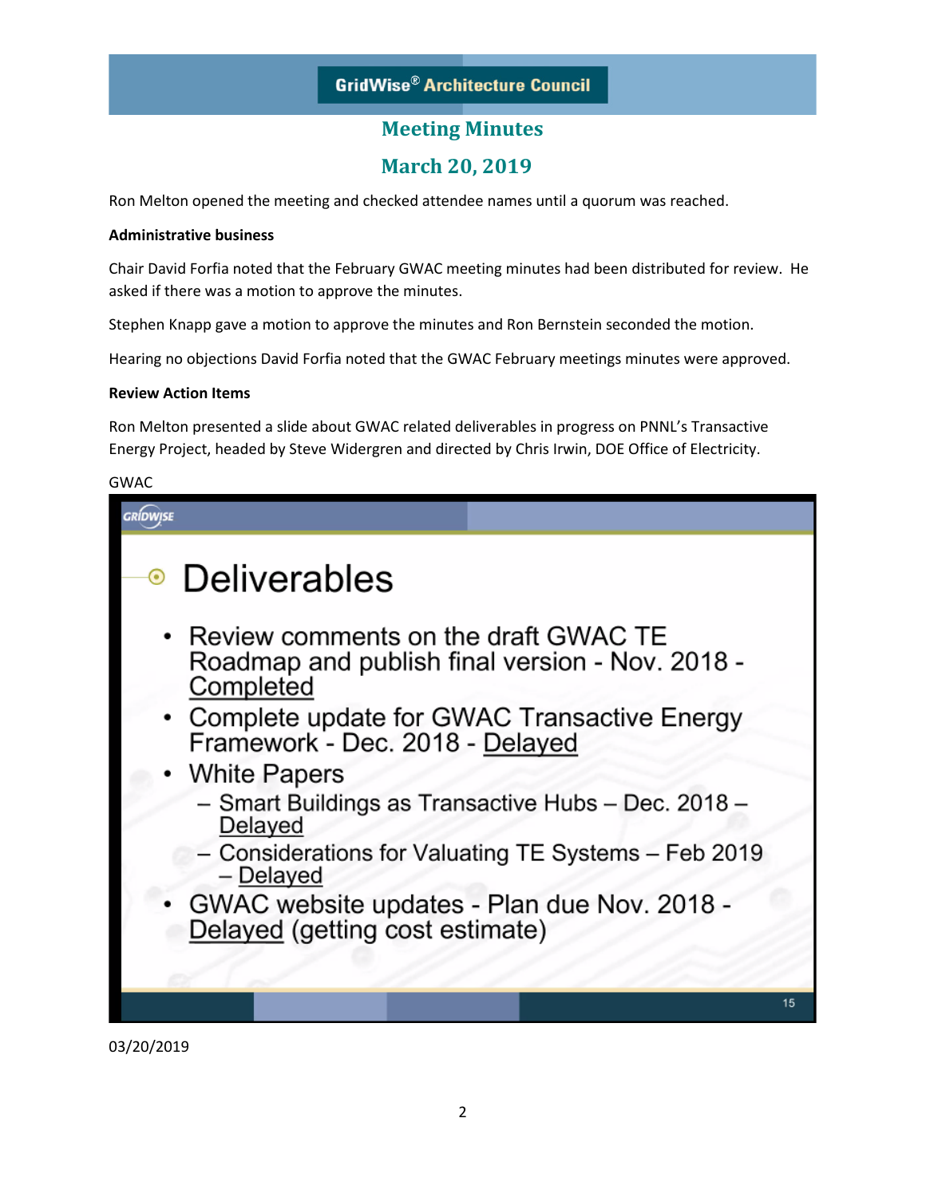# GridWise® Architecture Council

## Meeting Minutes

## March 20, 2019

Ron Melton opened the meeting and checked attendee names until a quorum was reached.

**Administrative business**

Chair David Forfia noted that the February GWAC meeting minutes had been distributed for review. He asked if there was a motion to approve the minutes.

Stephen Knapp gave a motion to approve the minutes and Ron Bernstein seconded the motion.

Hearing no objections David Forfia noted that the GWAC February meetings minutes were approved.

**Review Action Items**

Ron Melton presented a slide about GWAC related deliverables in progress on PNNL's Transactive Energy Project, headed by Steve Widergren and directed by Chris Irwin, DOE Office of Electricity.

GWAC

### Deliverables

- Review comments on the draft GWAC TE Roadmap and publish final version - Nov. 2018 - Completed
- Complete update for GWAC Transactive Energy Framework - Dec. 2018 - Delayed
- White Papers
  - Smart Buildings as Transactive Hubs – Dec. 2018 – Delayed
  - Considerations for Valuating TE Systems – Feb 2019 – Delayed
- GWAC website updates - Plan due Nov. 2018 - Delayed (getting cost estimate)

03/20/2019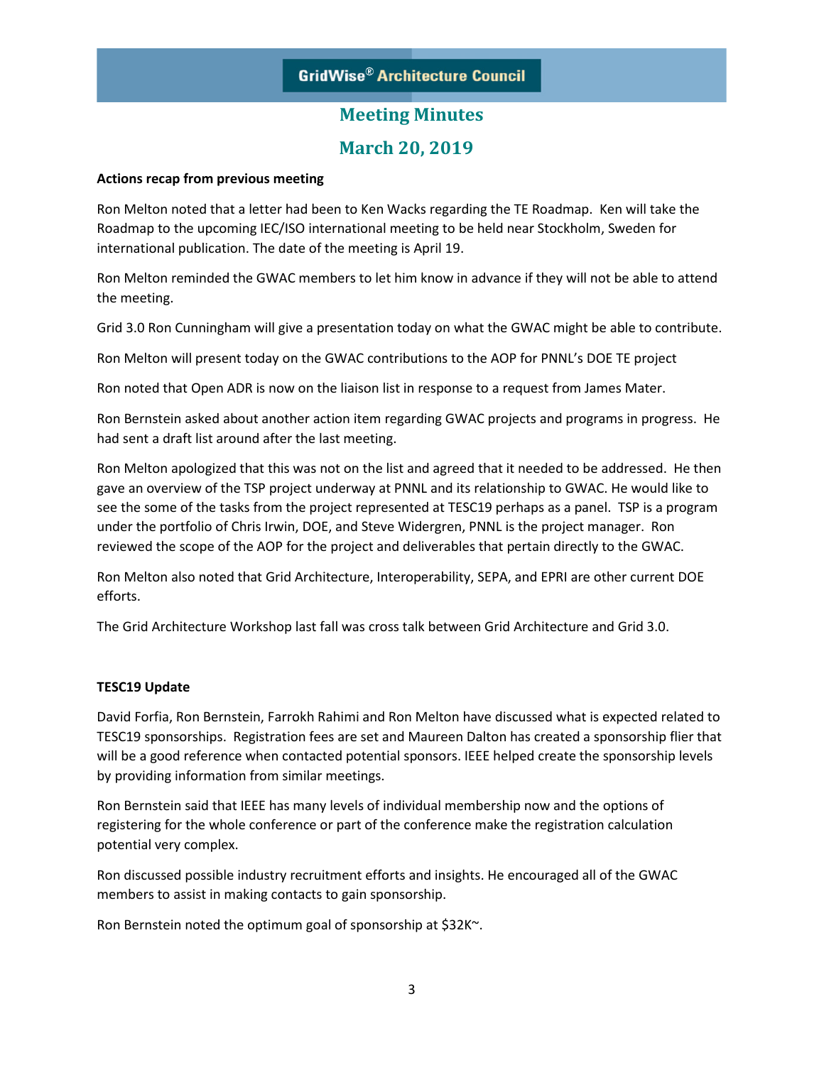GridWise® Architecture Council

# Meeting Minutes

## March 20, 2019

**Actions recap from previous meeting**

Ron Melton noted that a letter had been to Ken Wacks regarding the TE Roadmap. Ken will take the Roadmap to the upcoming IEC/ISO international meeting to be held near Stockholm, Sweden for international publication. The date of the meeting is April 19.

Ron Melton reminded the GWAC members to let him know in advance if they will not be able to attend the meeting.

Grid 3.0 Ron Cunningham will give a presentation today on what the GWAC might be able to contribute.

Ron Melton will present today on the GWAC contributions to the AOP for PNNL's DOE TE project

Ron noted that Open ADR is now on the liaison list in response to a request from James Mater.

Ron Bernstein asked about another action item regarding GWAC projects and programs in progress. He had sent a draft list around after the last meeting.

Ron Melton apologized that this was not on the list and agreed that it needed to be addressed. He then gave an overview of the TSP project underway at PNNL and its relationship to GWAC. He would like to see the some of the tasks from the project represented at TESC19 perhaps as a panel. TSP is a program under the portfolio of Chris Irwin, DOE, and Steve Widergren, PNNL is the project manager. Ron reviewed the scope of the AOP for the project and deliverables that pertain directly to the GWAC.

Ron Melton also noted that Grid Architecture, Interoperability, SEPA, and EPRI are other current DOE efforts.

The Grid Architecture Workshop last fall was cross talk between Grid Architecture and Grid 3.0.

**TESC19 Update**

David Forfia, Ron Bernstein, Farrokh Rahimi and Ron Melton have discussed what is expected related to TESC19 sponsorships. Registration fees are set and Maureen Dalton has created a sponsorship flier that will be a good reference when contacted potential sponsors. IEEE helped create the sponsorship levels by providing information from similar meetings.

Ron Bernstein said that IEEE has many levels of individual membership now and the options of registering for the whole conference or part of the conference make the registration calculation potential very complex.

Ron discussed possible industry recruitment efforts and insights. He encouraged all of the GWAC members to assist in making contacts to gain sponsorship.

Ron Bernstein noted the optimum goal of sponsorship at $32K~.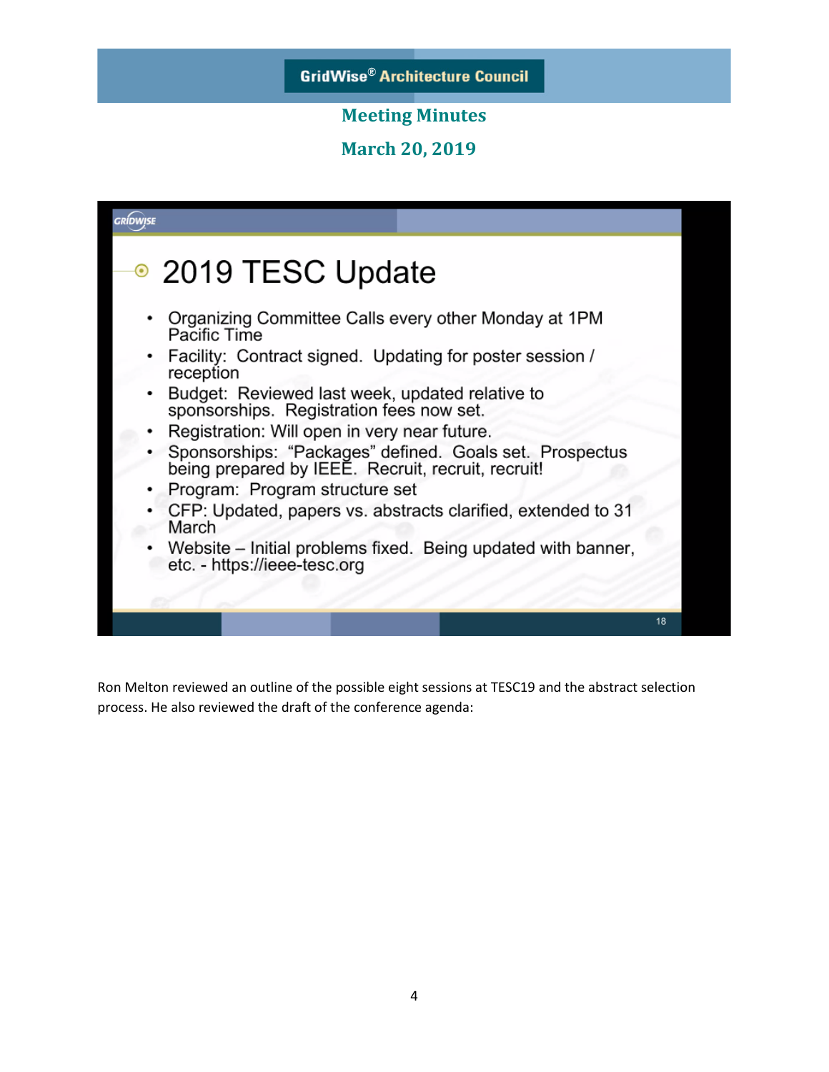GridWise® Architecture Council

**Meeting Minutes**

**March 20, 2019**

## 2019 TESC Update

- Organizing Committee Calls every other Monday at 1PM Pacific Time
- Facility: Contract signed. Updating for poster session / reception
- Budget: Reviewed last week, updated relative to sponsorships. Registration fees now set.
- Registration: Will open in very near future.
- Sponsorships: "Packages" defined. Goals set. Prospectus being prepared by IEEE. Recruit, recruit, recruit!
- Program: Program structure set
- CFP: Updated, papers vs. abstracts clarified, extended to 31 March
- Website – Initial problems fixed. Being updated with banner, etc. - https://ieee-tesc.org

Ron Melton reviewed an outline of the possible eight sessions at TESC19 and the abstract selection process. He also reviewed the draft of the conference agenda: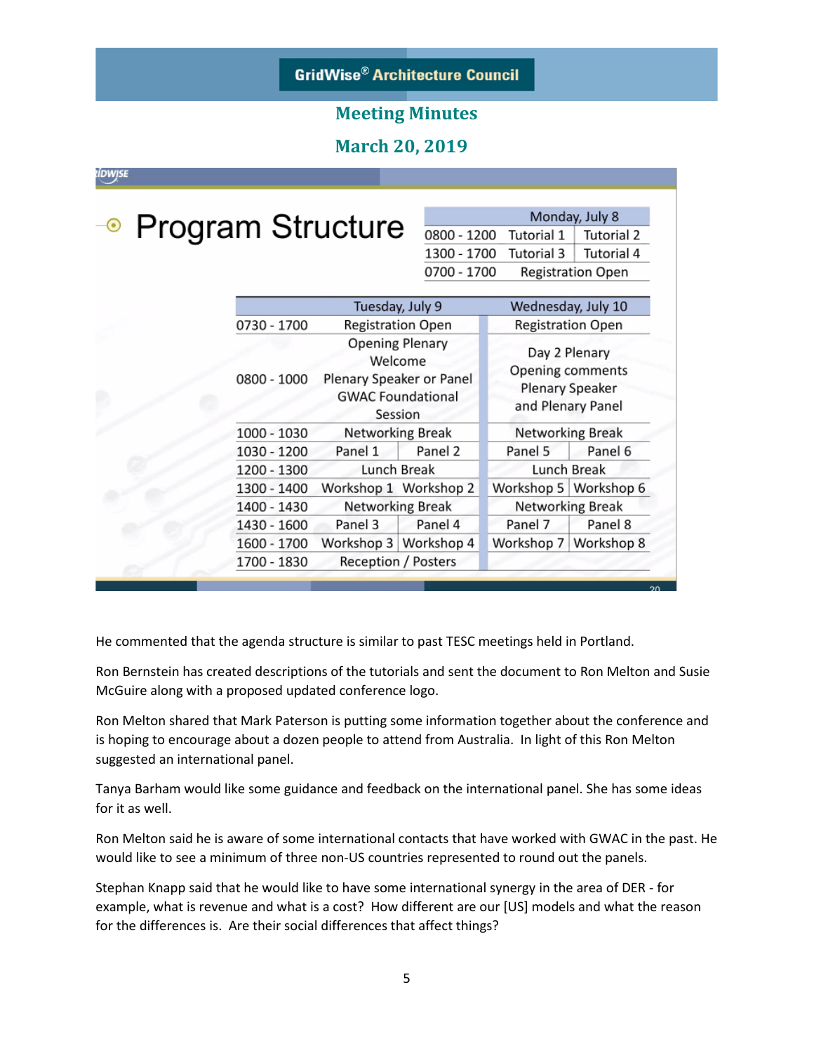# GridWise® Architecture Council

## Meeting Minutes

## March 20, 2019

### Program Structure

| | Monday, July 8 | |
|---|---|---|
| 0800 - 1200 | Tutorial 1 | Tutorial 2 |
| 1300 - 1700 | Tutorial 3 | Tutorial 4 |
| 0700 - 1700 | Registration Open | |

| | Tuesday, July 9 | | Wednesday, July 10 | |
|---|---|---|---|---|
| 0730 - 1700 | Registration Open | | Registration Open | |
| 0800 - 1000 | Opening Plenary Welcome Plenary Speaker or Panel GWAC Foundational Session | | Day 2 Plenary Opening comments Plenary Speaker and Plenary Panel | |
| 1000 - 1030 | Networking Break | | Networking Break | |
| 1030 - 1200 | Panel 1 | Panel 2 | Panel 5 | Panel 6 |
| 1200 - 1300 | Lunch Break | | Lunch Break | |
| 1300 - 1400 | Workshop 1 | Workshop 2 | Workshop 5 | Workshop 6 |
| 1400 - 1430 | Networking Break | | Networking Break | |
| 1430 - 1600 | Panel 3 | Panel 4 | Panel 7 | Panel 8 |
| 1600 - 1700 | Workshop 3 | Workshop 4 | Workshop 7 | Workshop 8 |
| 1700 - 1830 | Reception / Posters | | | |

He commented that the agenda structure is similar to past TESC meetings held in Portland.

Ron Bernstein has created descriptions of the tutorials and sent the document to Ron Melton and Susie McGuire along with a proposed updated conference logo.

Ron Melton shared that Mark Paterson is putting some information together about the conference and is hoping to encourage about a dozen people to attend from Australia. In light of this Ron Melton suggested an international panel.

Tanya Barham would like some guidance and feedback on the international panel. She has some ideas for it as well.

Ron Melton said he is aware of some international contacts that have worked with GWAC in the past. He would like to see a minimum of three non-US countries represented to round out the panels.

Stephan Knapp said that he would like to have some international synergy in the area of DER - for example, what is revenue and what is a cost? How different are our [US] models and what the reason for the differences is. Are their social differences that affect things?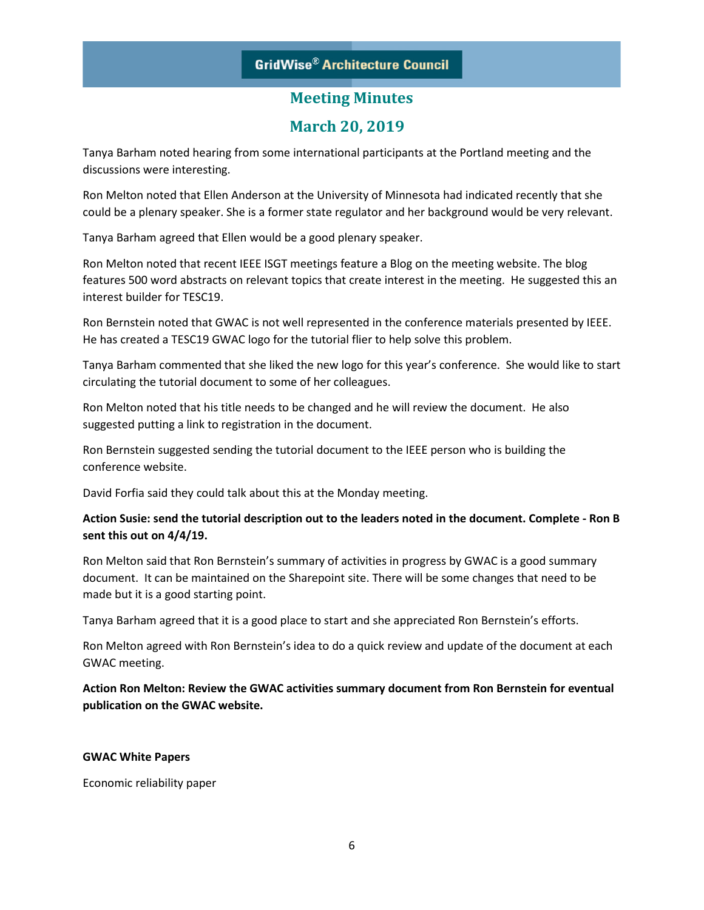Tanya Barham noted hearing from some international participants at the Portland meeting and the discussions were interesting.

Ron Melton noted that Ellen Anderson at the University of Minnesota had indicated recently that she could be a plenary speaker. She is a former state regulator and her background would be very relevant.

Tanya Barham agreed that Ellen would be a good plenary speaker.

Ron Melton noted that recent IEEE ISGT meetings feature a Blog on the meeting website. The blog features 500 word abstracts on relevant topics that create interest in the meeting. He suggested this an interest builder for TESC19.

Ron Bernstein noted that GWAC is not well represented in the conference materials presented by IEEE. He has created a TESC19 GWAC logo for the tutorial flier to help solve this problem.

Tanya Barham commented that she liked the new logo for this year's conference. She would like to start circulating the tutorial document to some of her colleagues.

Ron Melton noted that his title needs to be changed and he will review the document. He also suggested putting a link to registration in the document.

Ron Bernstein suggested sending the tutorial document to the IEEE person who is building the conference website.

David Forfia said they could talk about this at the Monday meeting.

**Action Susie: send the tutorial description out to the leaders noted in the document. Complete - Ron B sent this out on 4/4/19.**

Ron Melton said that Ron Bernstein's summary of activities in progress by GWAC is a good summary document. It can be maintained on the Sharepoint site. There will be some changes that need to be made but it is a good starting point.

Tanya Barham agreed that it is a good place to start and she appreciated Ron Bernstein's efforts.

Ron Melton agreed with Ron Bernstein's idea to do a quick review and update of the document at each GWAC meeting.

**Action Ron Melton: Review the GWAC activities summary document from Ron Bernstein for eventual publication on the GWAC website.**

**GWAC White Papers**

Economic reliability paper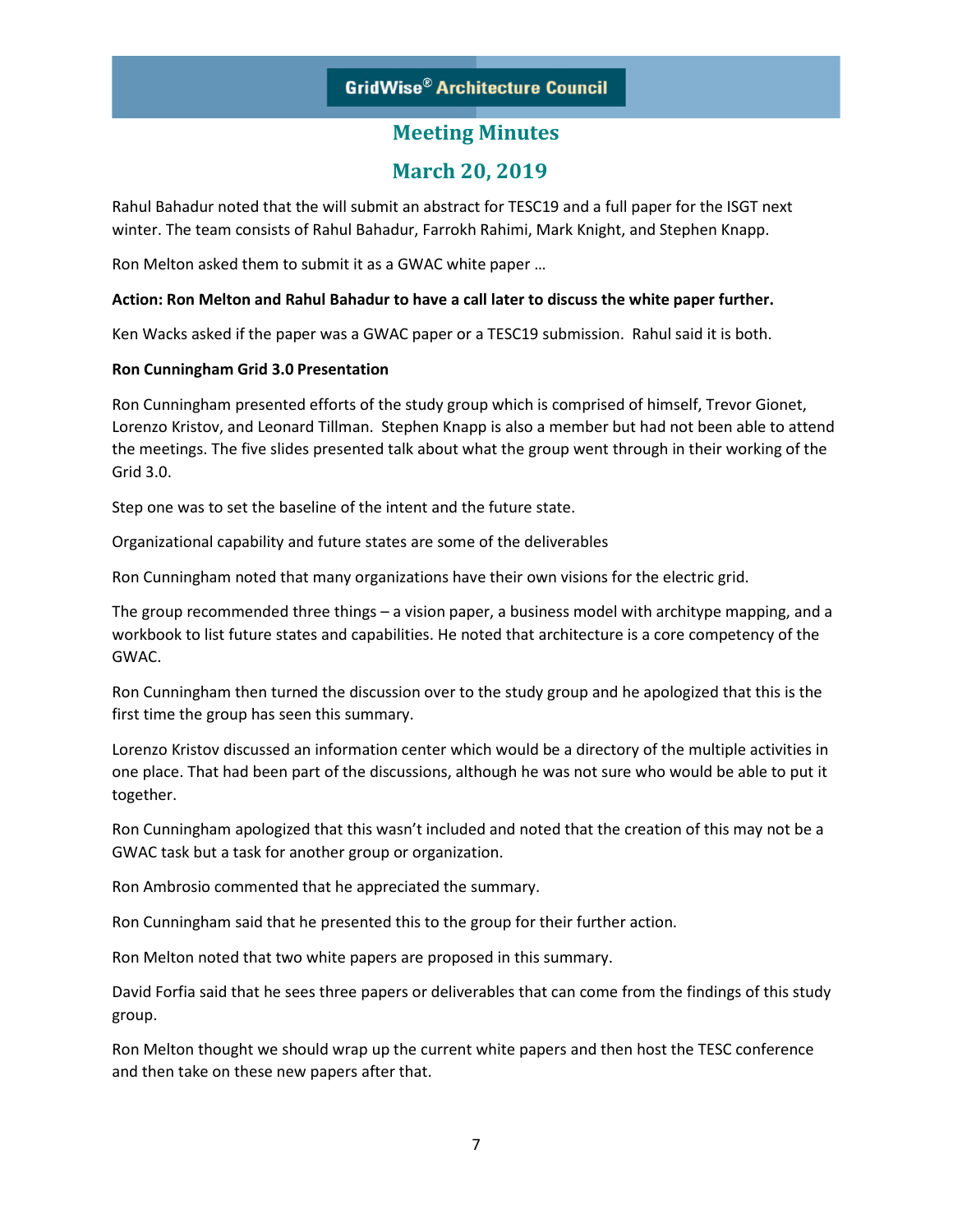Rahul Bahadur noted that the will submit an abstract for TESC19 and a full paper for the ISGT next winter. The team consists of Rahul Bahadur, Farrokh Rahimi, Mark Knight, and Stephen Knapp.

Ron Melton asked them to submit it as a GWAC white paper …

**Action: Ron Melton and Rahul Bahadur to have a call later to discuss the white paper further.**

Ken Wacks asked if the paper was a GWAC paper or a TESC19 submission. Rahul said it is both.

**Ron Cunningham Grid 3.0 Presentation**

Ron Cunningham presented efforts of the study group which is comprised of himself, Trevor Gionet, Lorenzo Kristov, and Leonard Tillman. Stephen Knapp is also a member but had not been able to attend the meetings. The five slides presented talk about what the group went through in their working of the Grid 3.0.

Step one was to set the baseline of the intent and the future state.

Organizational capability and future states are some of the deliverables

Ron Cunningham noted that many organizations have their own visions for the electric grid.

The group recommended three things – a vision paper, a business model with architype mapping, and a workbook to list future states and capabilities. He noted that architecture is a core competency of the GWAC.

Ron Cunningham then turned the discussion over to the study group and he apologized that this is the first time the group has seen this summary.

Lorenzo Kristov discussed an information center which would be a directory of the multiple activities in one place. That had been part of the discussions, although he was not sure who would be able to put it together.

Ron Cunningham apologized that this wasn't included and noted that the creation of this may not be a GWAC task but a task for another group or organization.

Ron Ambrosio commented that he appreciated the summary.

Ron Cunningham said that he presented this to the group for their further action.

Ron Melton noted that two white papers are proposed in this summary.

David Forfia said that he sees three papers or deliverables that can come from the findings of this study group.

Ron Melton thought we should wrap up the current white papers and then host the TESC conference and then take on these new papers after that.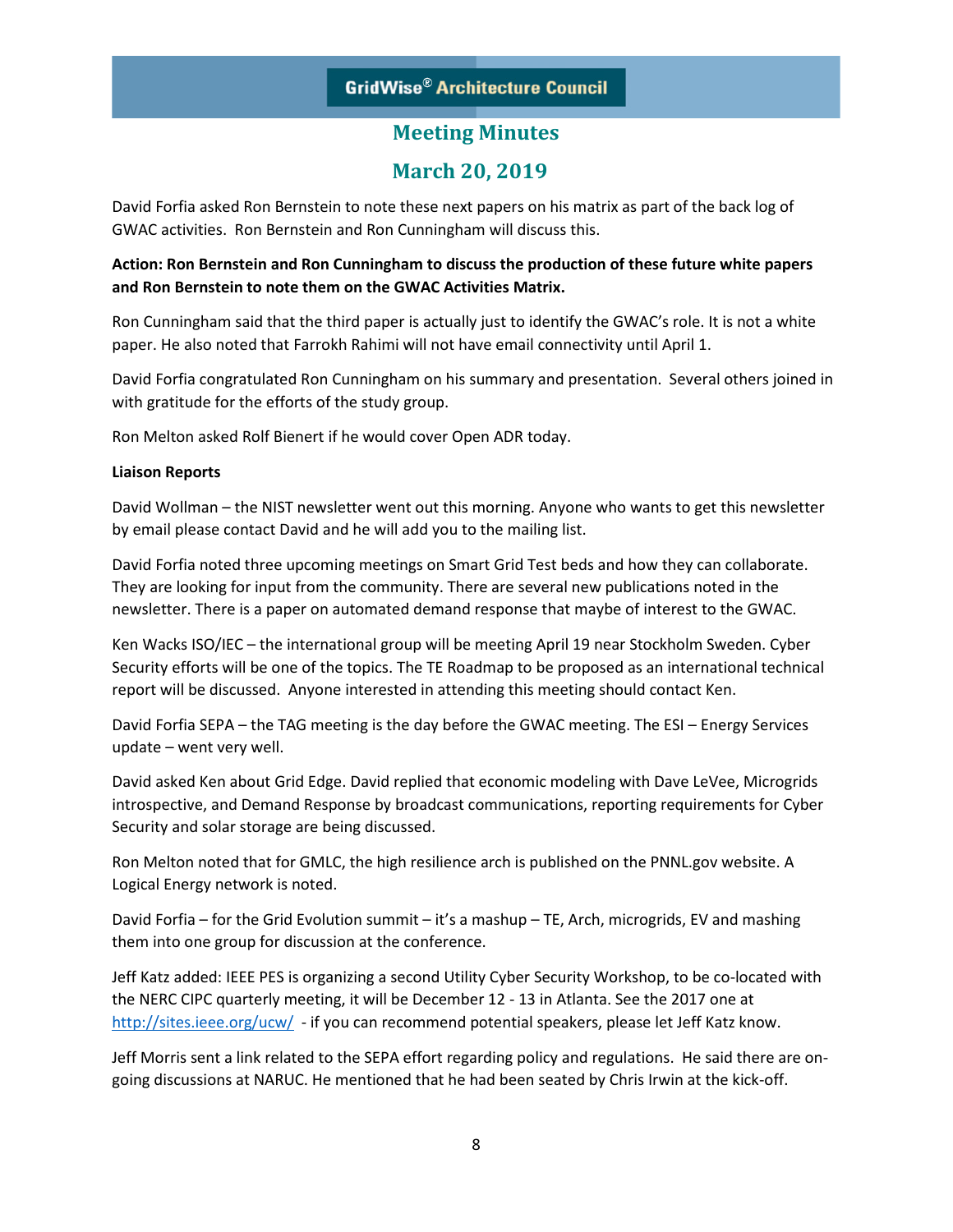David Forfia asked Ron Bernstein to note these next papers on his matrix as part of the back log of GWAC activities. Ron Bernstein and Ron Cunningham will discuss this.

**Action: Ron Bernstein and Ron Cunningham to discuss the production of these future white papers and Ron Bernstein to note them on the GWAC Activities Matrix.**

Ron Cunningham said that the third paper is actually just to identify the GWAC's role. It is not a white paper. He also noted that Farrokh Rahimi will not have email connectivity until April 1.

David Forfia congratulated Ron Cunningham on his summary and presentation. Several others joined in with gratitude for the efforts of the study group.

Ron Melton asked Rolf Bienert if he would cover Open ADR today.

**Liaison Reports**

David Wollman – the NIST newsletter went out this morning. Anyone who wants to get this newsletter by email please contact David and he will add you to the mailing list.

David Forfia noted three upcoming meetings on Smart Grid Test beds and how they can collaborate. They are looking for input from the community. There are several new publications noted in the newsletter. There is a paper on automated demand response that maybe of interest to the GWAC.

Ken Wacks ISO/IEC – the international group will be meeting April 19 near Stockholm Sweden. Cyber Security efforts will be one of the topics. The TE Roadmap to be proposed as an international technical report will be discussed. Anyone interested in attending this meeting should contact Ken.

David Forfia SEPA – the TAG meeting is the day before the GWAC meeting. The ESI – Energy Services update – went very well.

David asked Ken about Grid Edge. David replied that economic modeling with Dave LeVee, Microgrids introspective, and Demand Response by broadcast communications, reporting requirements for Cyber Security and solar storage are being discussed.

Ron Melton noted that for GMLC, the high resilience arch is published on the PNNL.gov website. A Logical Energy network is noted.

David Forfia – for the Grid Evolution summit – it's a mashup – TE, Arch, microgrids, EV and mashing them into one group for discussion at the conference.

Jeff Katz added: IEEE PES is organizing a second Utility Cyber Security Workshop, to be co-located with the NERC CIPC quarterly meeting, it will be December 12 - 13 in Atlanta. See the 2017 one at [http://sites.ieee.org/ucw/](http://sites.ieee.org/ucw/) - if you can recommend potential speakers, please let Jeff Katz know.

Jeff Morris sent a link related to the SEPA effort regarding policy and regulations. He said there are on-going discussions at NARUC. He mentioned that he had been seated by Chris Irwin at the kick-off.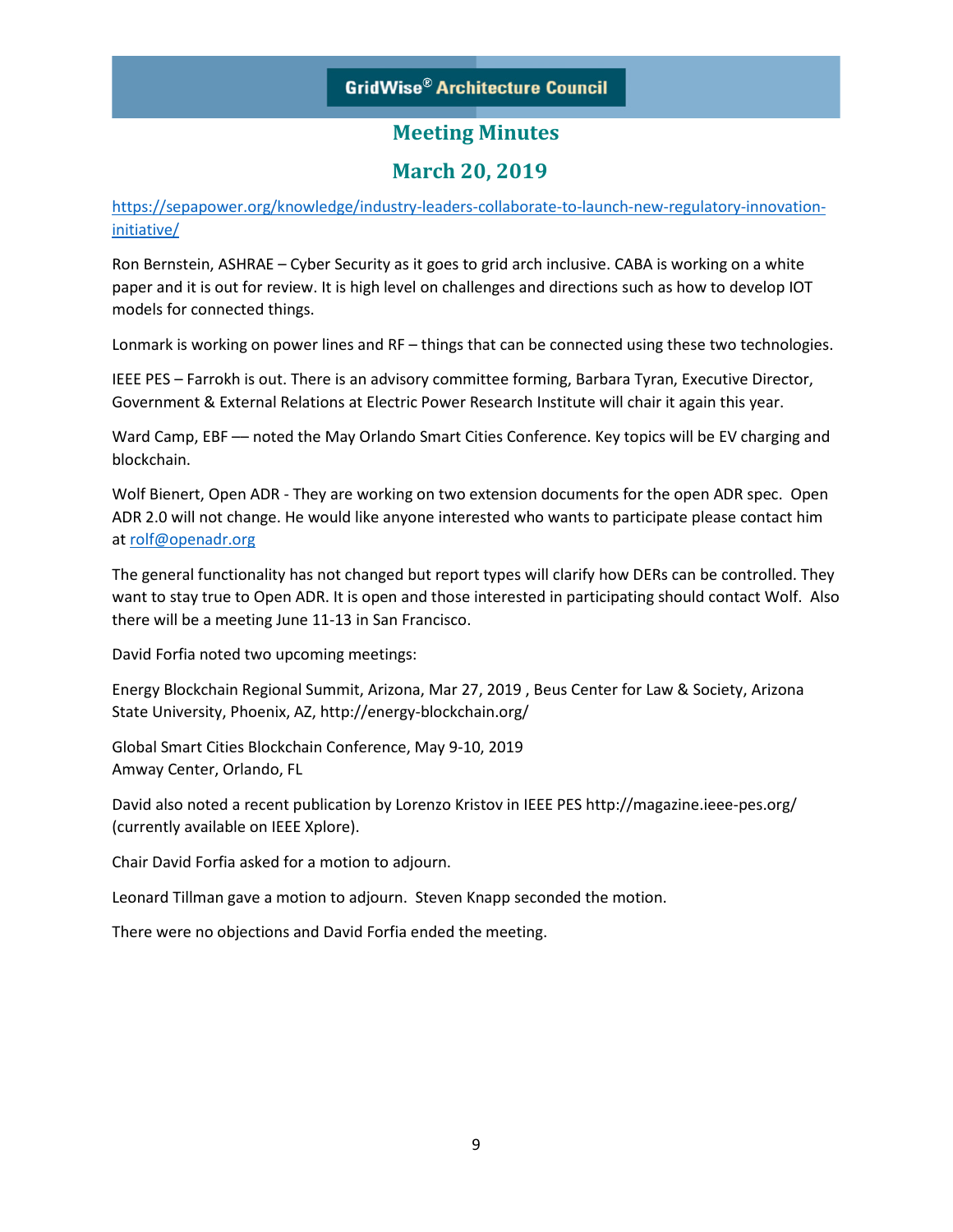GridWise® Architecture Council

# Meeting Minutes

## March 20, 2019

https://sepapower.org/knowledge/industry-leaders-collaborate-to-launch-new-regulatory-innovation-initiative/

Ron Bernstein, ASHRAE – Cyber Security as it goes to grid arch inclusive. CABA is working on a white paper and it is out for review. It is high level on challenges and directions such as how to develop IOT models for connected things.

Lonmark is working on power lines and RF – things that can be connected using these two technologies.

IEEE PES – Farrokh is out. There is an advisory committee forming, Barbara Tyran, Executive Director, Government & External Relations at Electric Power Research Institute will chair it again this year.

Ward Camp, EBF –– noted the May Orlando Smart Cities Conference. Key topics will be EV charging and blockchain.

Wolf Bienert, Open ADR - They are working on two extension documents for the open ADR spec. Open ADR 2.0 will not change. He would like anyone interested who wants to participate please contact him at rolf@openadr.org

The general functionality has not changed but report types will clarify how DERs can be controlled. They want to stay true to Open ADR. It is open and those interested in participating should contact Wolf. Also there will be a meeting June 11-13 in San Francisco.

David Forfia noted two upcoming meetings:

Energy Blockchain Regional Summit, Arizona, Mar 27, 2019 , Beus Center for Law & Society, Arizona State University, Phoenix, AZ, http://energy-blockchain.org/

Global Smart Cities Blockchain Conference, May 9-10, 2019
Amway Center, Orlando, FL

David also noted a recent publication by Lorenzo Kristov in IEEE PES http://magazine.ieee-pes.org/ (currently available on IEEE Xplore).

Chair David Forfia asked for a motion to adjourn.

Leonard Tillman gave a motion to adjourn. Steven Knapp seconded the motion.

There were no objections and David Forfia ended the meeting.